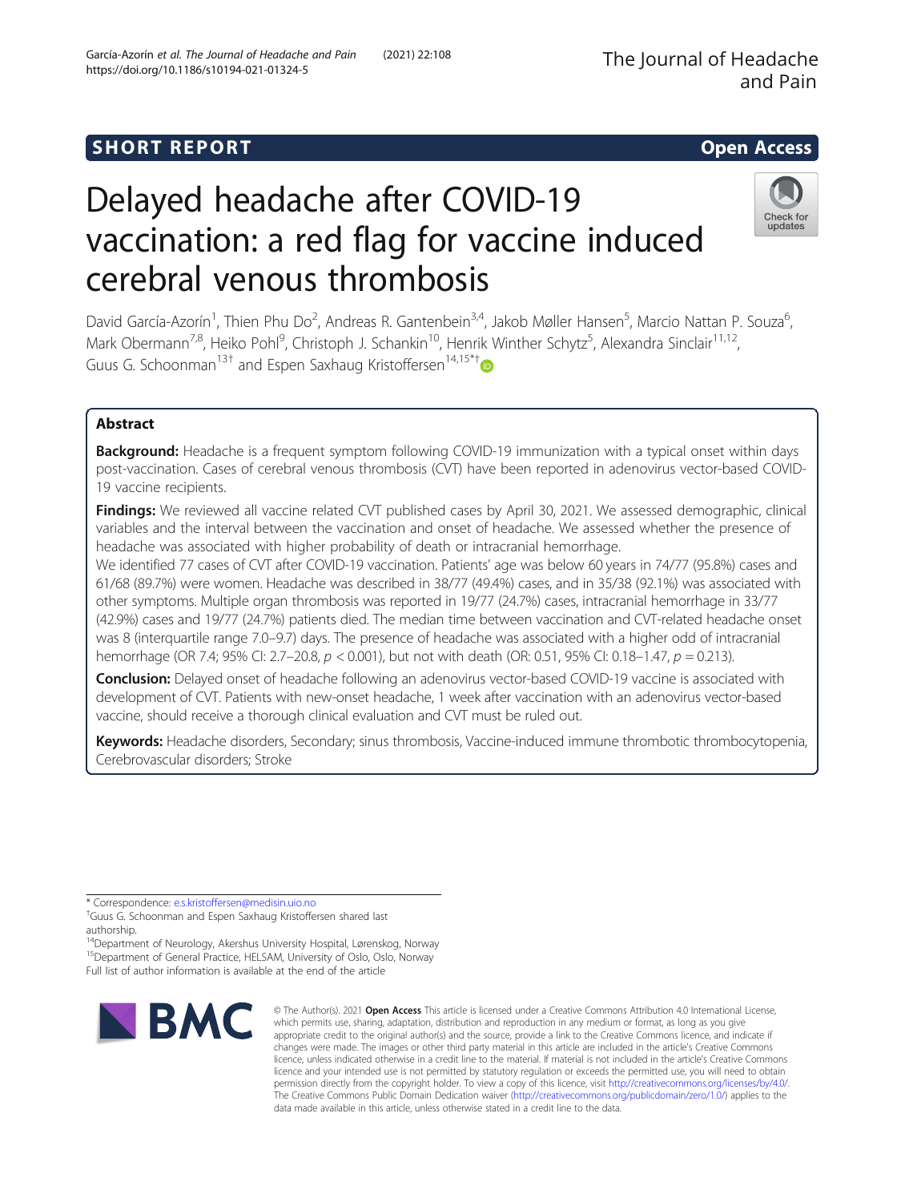SHORT REPORT

Open Access

# Delayed headache after COVID-19 vaccination: a red flag for vaccine induced cerebral venous thrombosis

David García-Azorín[1], Thien Phu Do[2], Andreas R. Gantenbein[3,4], Jakob Møller Hansen[5], Marcio Nattan P. Souza[6], Mark Obermann[7,8], Heiko Pohl[9], Christoph J. Schankin[10], Henrik Winther Schytz[5], Alexandra Sinclair[11,12], Guus G. Schoonman[13†] and Espen Saxhaug Kristoffersen[14,15*†]

## Abstract

**Background:** Headache is a frequent symptom following COVID-19 immunization with a typical onset within days post-vaccination. Cases of cerebral venous thrombosis (CVT) have been reported in adenovirus vector-based COVID-19 vaccine recipients.

**Findings:** We reviewed all vaccine related CVT published cases by April 30, 2021. We assessed demographic, clinical variables and the interval between the vaccination and onset of headache. We assessed whether the presence of headache was associated with higher probability of death or intracranial hemorrhage.

We identified 77 cases of CVT after COVID-19 vaccination. Patients' age was below 60 years in 74/77 (95.8%) cases and 61/68 (89.7%) were women. Headache was described in 38/77 (49.4%) cases, and in 35/38 (92.1%) was associated with other symptoms. Multiple organ thrombosis was reported in 19/77 (24.7%) cases, intracranial hemorrhage in 33/77 (42.9%) cases and 19/77 (24.7%) patients died. The median time between vaccination and CVT-related headache onset was 8 (interquartile range 7.0–9.7) days. The presence of headache was associated with a higher odd of intracranial hemorrhage (OR 7.4; 95% CI: 2.7–20.8, $p < 0.001$), but not with death (OR: 0.51, 95% CI: 0.18–1.47, $p = 0.213$).

**Conclusion:** Delayed onset of headache following an adenovirus vector-based COVID-19 vaccine is associated with development of CVT. Patients with new-onset headache, 1 week after vaccination with an adenovirus vector-based vaccine, should receive a thorough clinical evaluation and CVT must be ruled out.

**Keywords:** Headache disorders, Secondary; sinus thrombosis, Vaccine-induced immune thrombotic thrombocytopenia, Cerebrovascular disorders; Stroke

\* Correspondence: e.s.kristoffersen@medisin.uio.no

†Guus G. Schoonman and Espen Saxhaug Kristoffersen shared last authorship.

[14]Department of Neurology, Akershus University Hospital, Lørenskog, Norway

[15]Department of General Practice, HELSAM, University of Oslo, Oslo, Norway

Full list of author information is available at the end of the article

© The Author(s). 2021 **Open Access** This article is licensed under a Creative Commons Attribution 4.0 International License, which permits use, sharing, adaptation, distribution and reproduction in any medium or format, as long as you give appropriate credit to the original author(s) and the source, provide a link to the Creative Commons licence, and indicate if changes were made. The images or other third party material in this article are included in the article's Creative Commons licence, unless indicated otherwise in a credit line to the material. If material is not included in the article's Creative Commons licence and your intended use is not permitted by statutory regulation or exceeds the permitted use, you will need to obtain permission directly from the copyright holder. To view a copy of this licence, visit http://creativecommons.org/licenses/by/4.0/. The Creative Commons Public Domain Dedication waiver (http://creativecommons.org/publicdomain/zero/1.0/) applies to the data made available in this article, unless otherwise stated in a credit line to the data.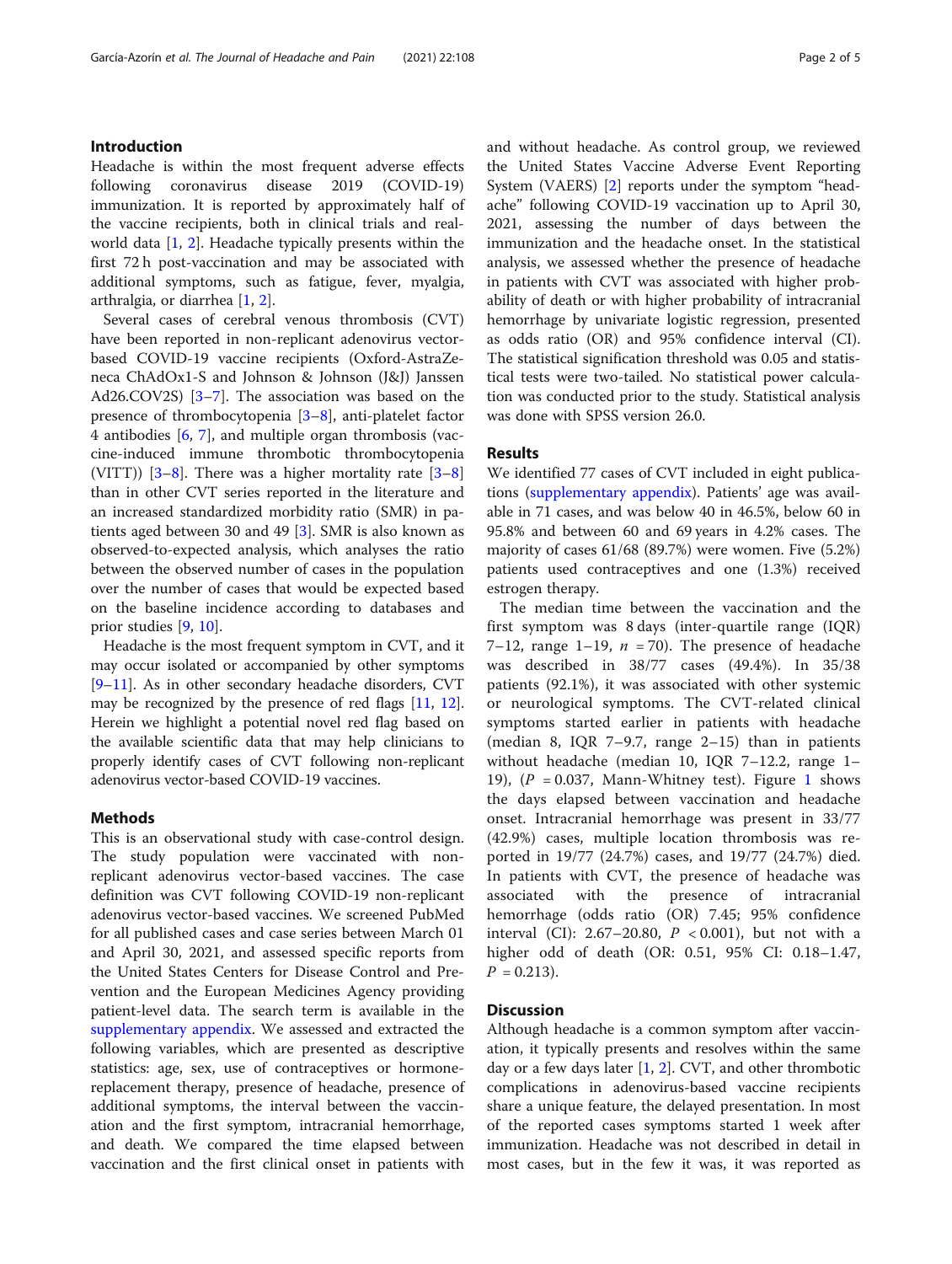## Introduction

Headache is within the most frequent adverse effects following coronavirus disease 2019 (COVID-19) immunization. It is reported by approximately half of the vaccine recipients, both in clinical trials and real-world data [1, 2]. Headache typically presents within the first 72 h post-vaccination and may be associated with additional symptoms, such as fatigue, fever, myalgia, arthralgia, or diarrhea [1, 2].

Several cases of cerebral venous thrombosis (CVT) have been reported in non-replicant adenovirus vector-based COVID-19 vaccine recipients (Oxford-AstraZeneca ChAdOx1-S and Johnson & Johnson (J&J) Janssen Ad26.COV2S) [3–7]. The association was based on the presence of thrombocytopenia [3–8], anti-platelet factor 4 antibodies [6, 7], and multiple organ thrombosis (vaccine-induced immune thrombotic thrombocytopenia (VITT)) [3–8]. There was a higher mortality rate [3–8] than in other CVT series reported in the literature and an increased standardized morbidity ratio (SMR) in patients aged between 30 and 49 [3]. SMR is also known as observed-to-expected analysis, which analyses the ratio between the observed number of cases in the population over the number of cases that would be expected based on the baseline incidence according to databases and prior studies [9, 10].

Headache is the most frequent symptom in CVT, and it may occur isolated or accompanied by other symptoms [9–11]. As in other secondary headache disorders, CVT may be recognized by the presence of red flags [11, 12]. Herein we highlight a potential novel red flag based on the available scientific data that may help clinicians to properly identify cases of CVT following non-replicant adenovirus vector-based COVID-19 vaccines.

## Methods

This is an observational study with case-control design. The study population were vaccinated with non-replicant adenovirus vector-based vaccines. The case definition was CVT following COVID-19 non-replicant adenovirus vector-based vaccines. We screened PubMed for all published cases and case series between March 01 and April 30, 2021, and assessed specific reports from the United States Centers for Disease Control and Prevention and the European Medicines Agency providing patient-level data. The search term is available in the supplementary appendix. We assessed and extracted the following variables, which are presented as descriptive statistics: age, sex, use of contraceptives or hormone-replacement therapy, presence of headache, presence of additional symptoms, the interval between the vaccination and the first symptom, intracranial hemorrhage, and death. We compared the time elapsed between vaccination and the first clinical onset in patients with and without headache. As control group, we reviewed the United States Vaccine Adverse Event Reporting System (VAERS) [2] reports under the symptom "headache" following COVID-19 vaccination up to April 30, 2021, assessing the number of days between the immunization and the headache onset. In the statistical analysis, we assessed whether the presence of headache in patients with CVT was associated with higher probability of death or with higher probability of intracranial hemorrhage by univariate logistic regression, presented as odds ratio (OR) and 95% confidence interval (CI). The statistical signification threshold was 0.05 and statistical tests were two-tailed. No statistical power calculation was conducted prior to the study. Statistical analysis was done with SPSS version 26.0.

## Results

We identified 77 cases of CVT included in eight publications (supplementary appendix). Patients' age was available in 71 cases, and was below 40 in 46.5%, below 60 in 95.8% and between 60 and 69 years in 4.2% cases. The majority of cases 61/68 (89.7%) were women. Five (5.2%) patients used contraceptives and one (1.3%) received estrogen therapy.

The median time between the vaccination and the first symptom was 8 days (inter-quartile range (IQR) 7–12, range 1–19, $n = 70$). The presence of headache was described in 38/77 cases (49.4%). In 35/38 patients (92.1%), it was associated with other systemic or neurological symptoms. The CVT-related clinical symptoms started earlier in patients with headache (median 8, IQR 7–9.7, range 2–15) than in patients without headache (median 10, IQR 7–12.2, range 1–19), ($P = 0.037$, Mann-Whitney test). Figure 1 shows the days elapsed between vaccination and headache onset. Intracranial hemorrhage was present in 33/77 (42.9%) cases, multiple location thrombosis was reported in 19/77 (24.7%) cases, and 19/77 (24.7%) died. In patients with CVT, the presence of headache was associated with the presence of intracranial hemorrhage (odds ratio (OR) 7.45; 95% confidence interval (CI): 2.67–20.80, $P < 0.001$), but not with a higher odd of death (OR: 0.51, 95% CI: 0.18–1.47, $P = 0.213$).

## Discussion

Although headache is a common symptom after vaccination, it typically presents and resolves within the same day or a few days later [1, 2]. CVT, and other thrombotic complications in adenovirus-based vaccine recipients share a unique feature, the delayed presentation. In most of the reported cases symptoms started 1 week after immunization. Headache was not described in detail in most cases, but in the few it was, it was reported as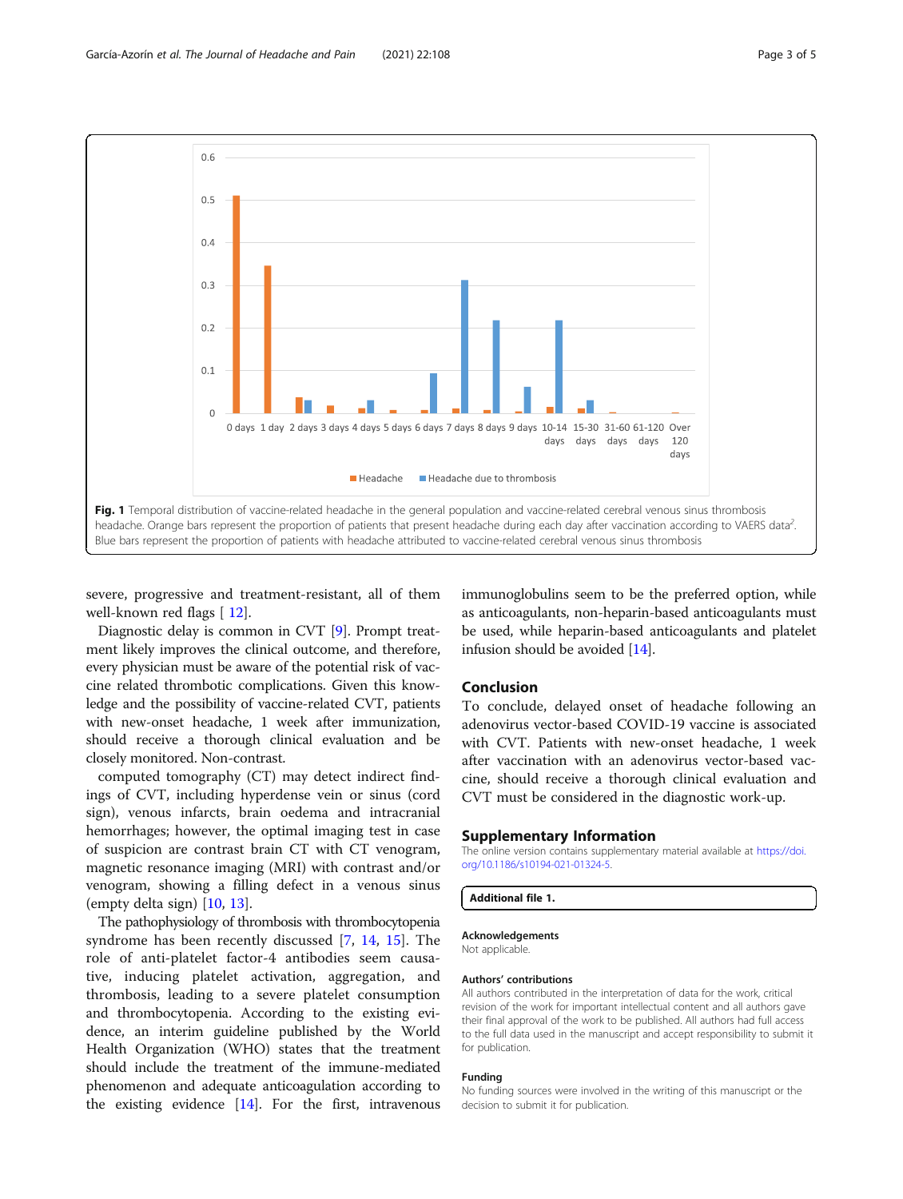Fig. 1 Temporal distribution of vaccine-related headache in the general population and vaccine-related cerebral venous sinus thrombosis headache. Orange bars represent the proportion of patients that present headache during each day after vaccination according to VAERS data[2]. Blue bars represent the proportion of patients with headache attributed to vaccine-related cerebral venous sinus thrombosis

severe, progressive and treatment-resistant, all of them well-known red flags [ 12].

Diagnostic delay is common in CVT [9]. Prompt treatment likely improves the clinical outcome, and therefore, every physician must be aware of the potential risk of vaccine related thrombotic complications. Given this knowledge and the possibility of vaccine-related CVT, patients with new-onset headache, 1 week after immunization, should receive a thorough clinical evaluation and be closely monitored. Non-contrast.

computed tomography (CT) may detect indirect findings of CVT, including hyperdense vein or sinus (cord sign), venous infarcts, brain oedema and intracranial hemorrhages; however, the optimal imaging test in case of suspicion are contrast brain CT with CT venogram, magnetic resonance imaging (MRI) with contrast and/or venogram, showing a filling defect in a venous sinus (empty delta sign) [10, 13].

The pathophysiology of thrombosis with thrombocytopenia syndrome has been recently discussed [7, 14, 15]. The role of anti-platelet factor-4 antibodies seem causative, inducing platelet activation, aggregation, and thrombosis, leading to a severe platelet consumption and thrombocytopenia. According to the existing evidence, an interim guideline published by the World Health Organization (WHO) states that the treatment should include the treatment of the immune-mediated phenomenon and adequate anticoagulation according to the existing evidence [14]. For the first, intravenous immunoglobulins seem to be the preferred option, while as anticoagulants, non-heparin-based anticoagulants must be used, while heparin-based anticoagulants and platelet infusion should be avoided [14].

## Conclusion

To conclude, delayed onset of headache following an adenovirus vector-based COVID-19 vaccine is associated with CVT. Patients with new-onset headache, 1 week after vaccination with an adenovirus vector-based vaccine, should receive a thorough clinical evaluation and CVT must be considered in the diagnostic work-up.

## Supplementary Information

The online version contains supplementary material available at https://doi.org/10.1186/s10194-021-01324-5.

**Additional file 1.**

### Acknowledgements

Not applicable.

### Authors' contributions

All authors contributed in the interpretation of data for the work, critical revision of the work for important intellectual content and all authors gave their final approval of the work to be published. All authors had full access to the full data used in the manuscript and accept responsibility to submit it for publication.

### Funding

No funding sources were involved in the writing of this manuscript or the decision to submit it for publication.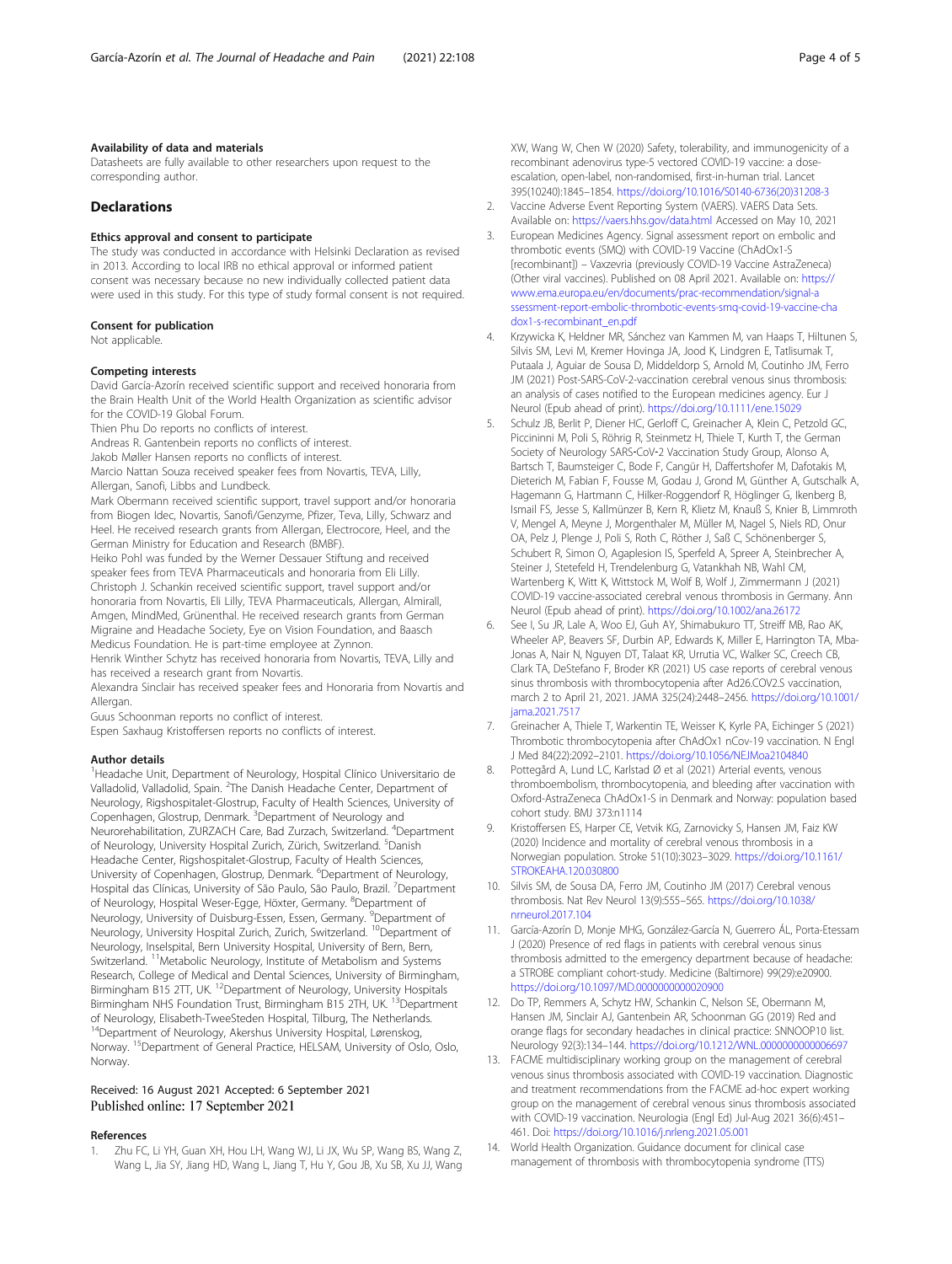#### Availability of data and materials

Datasheets are fully available to other researchers upon request to the corresponding author.

## Declarations

#### Ethics approval and consent to participate

The study was conducted in accordance with Helsinki Declaration as revised in 2013. According to local IRB no ethical approval or informed patient consent was necessary because no new individually collected patient data were used in this study. For this type of study formal consent is not required.

#### Consent for publication

Not applicable.

#### Competing interests

David García-Azorín received scientific support and received honoraria from the Brain Health Unit of the World Health Organization as scientific advisor for the COVID-19 Global Forum.

Thien Phu Do reports no conflicts of interest.

Andreas R. Gantenbein reports no conflicts of interest.

Jakob Møller Hansen reports no conflicts of interest.

Marcio Nattan Souza received speaker fees from Novartis, TEVA, Lilly, Allergan, Sanofi, Libbs and Lundbeck.

Mark Obermann received scientific support, travel support and/or honoraria from Biogen Idec, Novartis, Sanofi/Genzyme, Pfizer, Teva, Lilly, Schwarz and Heel. He received research grants from Allergan, Electrocore, Heel, and the German Ministry for Education and Research (BMBF).

Heiko Pohl was funded by the Werner Dessauer Stiftung and received speaker fees from TEVA Pharmaceuticals and honoraria from Eli Lilly.

Christoph J. Schankin received scientific support, travel support and/or honoraria from Novartis, Eli Lilly, TEVA Pharmaceuticals, Allergan, Almirall, Amgen, MindMed, Grünenthal. He received research grants from German Migraine and Headache Society, Eye on Vision Foundation, and Baasch Medicus Foundation. He is part-time employee at Zynnon.

Henrik Winther Schytz has received honoraria from Novartis, TEVA, Lilly and has received a research grant from Novartis.

Alexandra Sinclair has received speaker fees and Honoraria from Novartis and Allergan.

Guus Schoonman reports no conflict of interest.

Espen Saxhaug Kristoffersen reports no conflicts of interest.

#### Author details

[1]Headache Unit, Department of Neurology, Hospital Clínico Universitario de Valladolid, Valladolid, Spain. [2]The Danish Headache Center, Department of Neurology, Rigshospitalet-Glostrup, Faculty of Health Sciences, University of Copenhagen, Glostrup, Denmark. [3]Department of Neurology and Neurorehabilitation, ZURZACH Care, Bad Zurzach, Switzerland. [4]Department of Neurology, University Hospital Zurich, Zürich, Switzerland. [5]Danish Headache Center, Rigshospitalet-Glostrup, Faculty of Health Sciences, University of Copenhagen, Glostrup, Denmark. [6]Department of Neurology, Hospital das Clínicas, University of São Paulo, São Paulo, Brazil. [7]Department of Neurology, Hospital Weser-Egge, Höxter, Germany. [8]Department of Neurology, University of Duisburg-Essen, Essen, Germany. [9]Department of Neurology, University Hospital Zurich, Zurich, Switzerland. [10]Department of Neurology, Inselspital, Bern University Hospital, University of Bern, Bern, Switzerland. [11]Metabolic Neurology, Institute of Metabolism and Systems Research, College of Medical and Dental Sciences, University of Birmingham, Birmingham B15 2TT, UK. [12]Department of Neurology, University Hospitals Birmingham NHS Foundation Trust, Birmingham B15 2TH, UK. [13]Department of Neurology, Elisabeth-TweeSteden Hospital, Tilburg, The Netherlands. [14]Department of Neurology, Akershus University Hospital, Lørenskog, Norway. [15]Department of General Practice, HELSAM, University of Oslo, Oslo, Norway.

Received: 16 August 2021 Accepted: 6 September 2021
Published online: 17 September 2021

#### References

1. Zhu FC, Li YH, Guan XH, Hou LH, Wang WJ, Li JX, Wu SP, Wang BS, Wang Z, Wang L, Jia SY, Jiang HD, Wang L, Jiang T, Hu Y, Gou JB, Xu SB, Xu JJ, Wang XW, Wang W, Chen W (2020) Safety, tolerability, and immunogenicity of a recombinant adenovirus type-5 vectored COVID-19 vaccine: a dose-escalation, open-label, non-randomised, first-in-human trial. Lancet 395(10240):1845–1854. https://doi.org/10.1016/S0140-6736(20)31208-3
2. Vaccine Adverse Event Reporting System (VAERS). VAERS Data Sets. Available on: https://vaers.hhs.gov/data.html Accessed on May 10, 2021
3. European Medicines Agency. Signal assessment report on embolic and thrombotic events (SMQ) with COVID-19 Vaccine (ChAdOx1-S [recombinant]) – Vaxzevria (previously COVID-19 Vaccine AstraZeneca) (Other viral vaccines). Published on 08 April 2021. Available on: https://www.ema.europa.eu/en/documents/prac-recommendation/signal-assessment-report-embolic-thrombotic-events-smq-covid-19-vaccine-chadox1-s-recombinant_en.pdf
4. Krzywicka K, Heldner MR, Sánchez van Kammen M, van Haaps T, Hiltunen S, Silvis SM, Levi M, Kremer Hovinga JA, Jood K, Lindgren E, Tatlisumak T, Putaala J, Aguiar de Sousa D, Middeldorp S, Arnold M, Coutinho JM, Ferro JM (2021) Post-SARS-CoV-2-vaccination cerebral venous sinus thrombosis: an analysis of cases notified to the European medicines agency. Eur J Neurol (Epub ahead of print). https://doi.org/10.1111/ene.15029
5. Schulz JB, Berlit P, Diener HC, Gerloff C, Greinacher A, Klein C, Petzold GC, Piccininni M, Poli S, Röhrig R, Steinmetz H, Thiele T, Kurth T, the German Society of Neurology SARS‐CoV‐2 Vaccination Study Group, Alonso A, Bartsch T, Baumsteiger C, Bode F, Cangür H, Daffertshofer M, Dafotakis M, Dieterich M, Fabian F, Fousse M, Godau J, Grond M, Günther A, Gutschalk A, Hagemann G, Hartmann C, Hilker-Roggendorf R, Höglinger G, Ikenberg B, Ismail FS, Jesse S, Kallmünzer B, Kern R, Klietz M, Knauß S, Knier B, Limmroth V, Mengel A, Meyne J, Morgenthaler M, Müller M, Nagel S, Niels RD, Onur OA, Pelz J, Plenge J, Poli S, Roth C, Röther J, Saß C, Schönenberger S, Schubert R, Simon O, Agaplesion IS, Sperfeld A, Spreer A, Steinbrecher A, Steiner J, Stetefeld H, Trendelenburg G, Vatankhah NB, Wahl CM, Wartenberg K, Witt K, Wittstock M, Wolf B, Wolf J, Zimmermann J (2021) COVID-19 vaccine-associated cerebral venous thrombosis in Germany. Ann Neurol (Epub ahead of print). https://doi.org/10.1002/ana.26172
6. See I, Su JR, Lale A, Woo EJ, Guh AY, Shimabukuro TT, Streiff MB, Rao AK, Wheeler AP, Beavers SF, Durbin AP, Edwards K, Miller E, Harrington TA, Mba-Jonas A, Nair N, Nguyen DT, Talaat KR, Urrutia VC, Walker SC, Creech CB, Clark TA, DeStefano F, Broder KR (2021) US case reports of cerebral venous sinus thrombosis with thrombocytopenia after Ad26.COV2.S vaccination, march 2 to April 21, 2021. JAMA 325(24):2448–2456. https://doi.org/10.1001/jama.2021.7517
7. Greinacher A, Thiele T, Warkentin TE, Weisser K, Kyrle PA, Eichinger S (2021) Thrombotic thrombocytopenia after ChAdOx1 nCov-19 vaccination. N Engl J Med 84(22):2092–2101. https://doi.org/10.1056/NEJMoa2104840
8. Pottegård A, Lund LC, Karlstad Ø et al (2021) Arterial events, venous thromboembolism, thrombocytopenia, and bleeding after vaccination with Oxford-AstraZeneca ChAdOx1-S in Denmark and Norway: population based cohort study. BMJ 373:n1114
9. Kristoffersen ES, Harper CE, Vetvik KG, Zarnovicky S, Hansen JM, Faiz KW (2020) Incidence and mortality of cerebral venous thrombosis in a Norwegian population. Stroke 51(10):3023–3029. https://doi.org/10.1161/STROKEAHA.120.030800
10. Silvis SM, de Sousa DA, Ferro JM, Coutinho JM (2017) Cerebral venous thrombosis. Nat Rev Neurol 13(9):555–565. https://doi.org/10.1038/nrneurol.2017.104
11. García-Azorín D, Monje MHG, González-García N, Guerrero ÁL, Porta-Etessam J (2020) Presence of red flags in patients with cerebral venous sinus thrombosis admitted to the emergency department because of headache: a STROBE compliant cohort-study. Medicine (Baltimore) 99(29):e20900. https://doi.org/10.1097/MD.0000000000020900
12. Do TP, Remmers A, Schytz HW, Schankin C, Nelson SE, Obermann M, Hansen JM, Sinclair AJ, Gantenbein AR, Schoonman GG (2019) Red and orange flags for secondary headaches in clinical practice: SNNOOP10 list. Neurology 92(3):134–144. https://doi.org/10.1212/WNL.0000000000006697
13. FACME multidisciplinary working group on the management of cerebral venous sinus thrombosis associated with COVID-19 vaccination. Diagnostic and treatment recommendations from the FACME ad-hoc expert working group on the management of cerebral venous sinus thrombosis associated with COVID-19 vaccination. Neurologia (Engl Ed) Jul-Aug 2021 36(6):451–461. Doi: https://doi.org/10.1016/j.nrleng.2021.05.001
14. World Health Organization. Guidance document for clinical case management of thrombosis with thrombocytopenia syndrome (TTS)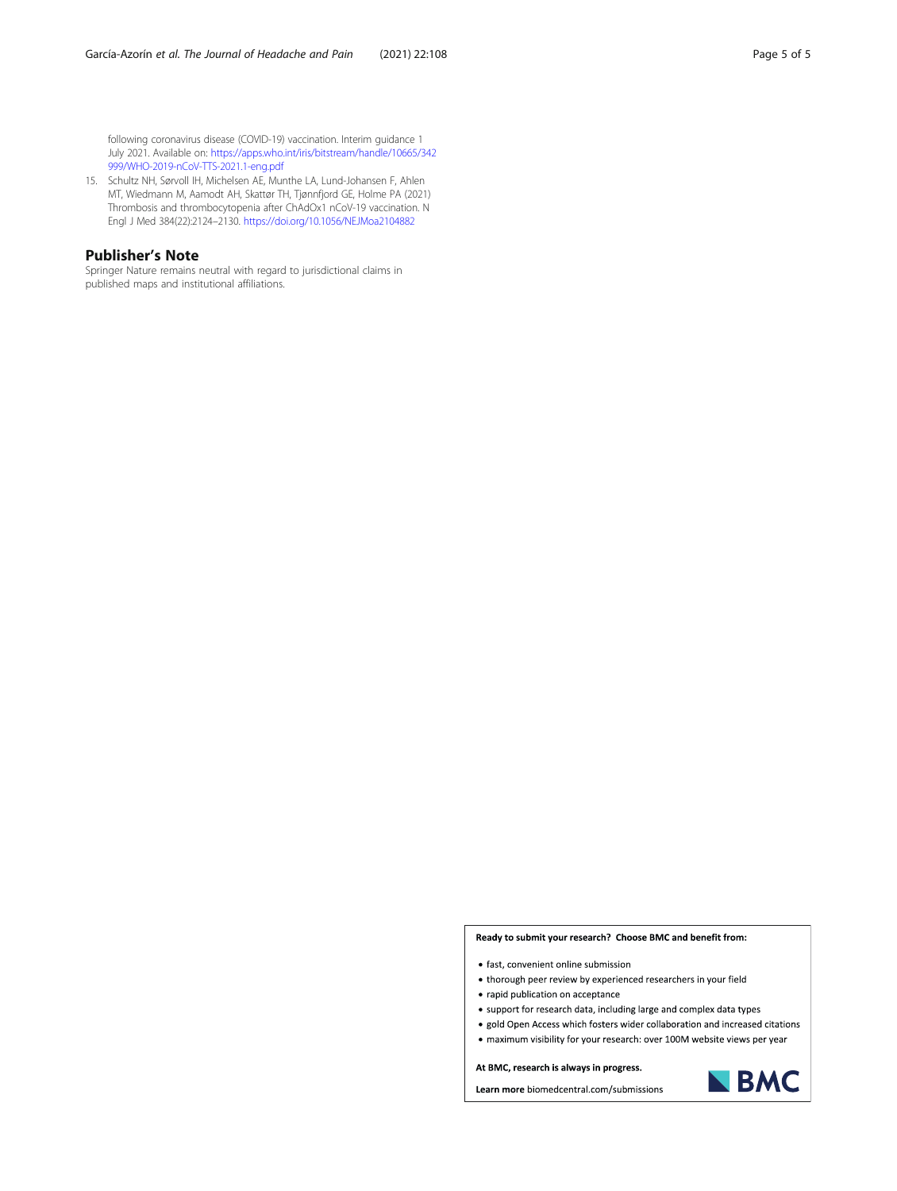following coronavirus disease (COVID-19) vaccination. Interim guidance 1 July 2021. Available on: https://apps.who.int/iris/bitstream/handle/10665/342999/WHO-2019-nCoV-TTS-2021.1-eng.pdf

15. Schultz NH, Sørvoll IH, Michelsen AE, Munthe LA, Lund-Johansen F, Ahlen MT, Wiedmann M, Aamodt AH, Skattør TH, Tjønnfjord GE, Holme PA (2021) Thrombosis and thrombocytopenia after ChAdOx1 nCoV-19 vaccination. N Engl J Med 384(22):2124–2130. https://doi.org/10.1056/NEJMoa2104882

## Publisher's Note

Springer Nature remains neutral with regard to jurisdictional claims in published maps and institutional affiliations.

**Ready to submit your research? Choose BMC and benefit from:**

- fast, convenient online submission
- thorough peer review by experienced researchers in your field
- rapid publication on acceptance
- support for research data, including large and complex data types
- gold Open Access which fosters wider collaboration and increased citations
- maximum visibility for your research: over 100M website views per year

**At BMC, research is always in progress.**

**Learn more** biomedcentral.com/submissions

BMC